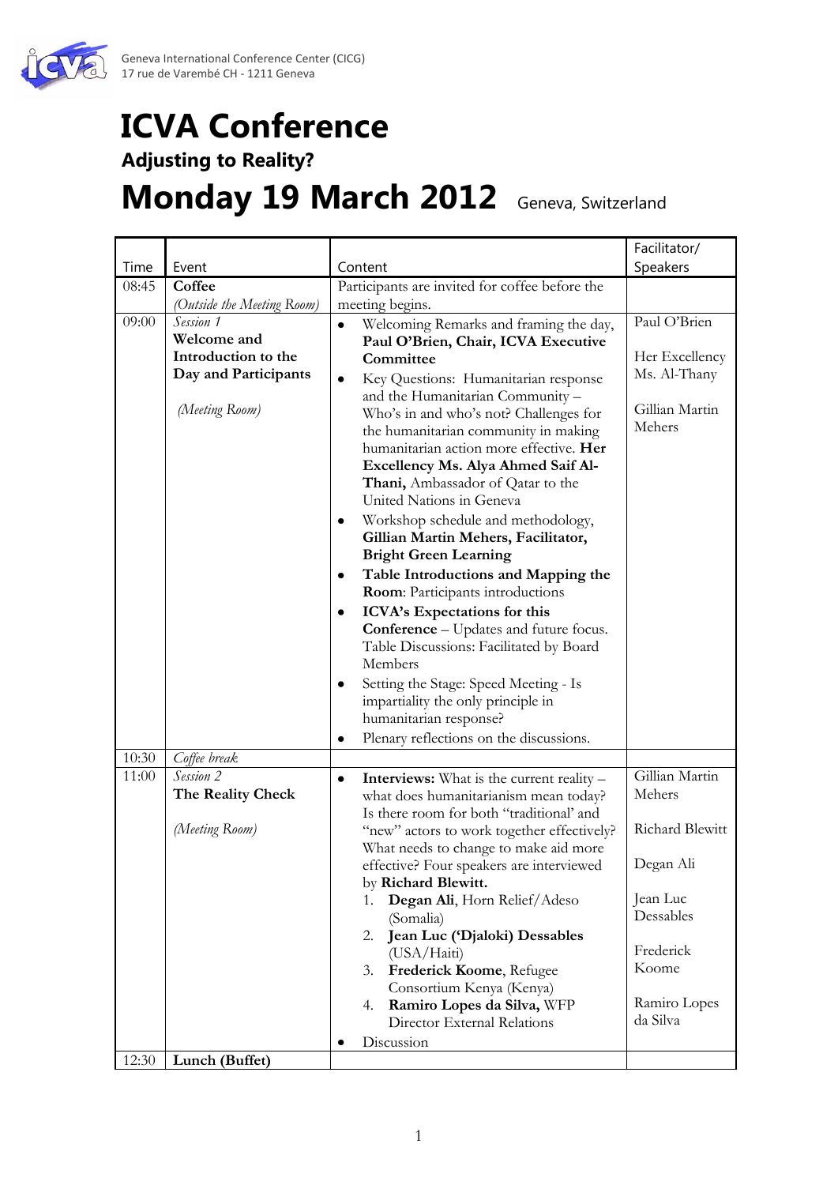Geneva International Conference Center (CICG)
17 rue de Varembé CH - 1211 Geneva

# ICVA Conference

### Adjusting to Reality?

# Monday 19 March 2012 Geneva, Switzerland

| Time | Event | Content | Facilitator/ Speakers |
|---|---|---|---|
| 08:45 | **Coffee** *(Outside the Meeting Room)* | Participants are invited for coffee before the meeting begins. | |
| 09:00 | *Session 1* **Welcome and Introduction to the Day and Participants** *(Meeting Room)* | • Welcoming Remarks and framing the day, **Paul O'Brien, Chair, ICVA Executive Committee** <br> • Key Questions: Humanitarian response and the Humanitarian Community – Who's in and who's not? Challenges for the humanitarian community in making humanitarian action more effective. **Her Excellency Ms. Alya Ahmed Saif Al-Thani,** Ambassador of Qatar to the United Nations in Geneva <br> • Workshop schedule and methodology, **Gillian Martin Mehers, Facilitator, Bright Green Learning** <br> • **Table Introductions and Mapping the Room**: Participants introductions <br> • **ICVA's Expectations for this Conference** – Updates and future focus. Table Discussions: Facilitated by Board Members <br> • Setting the Stage: Speed Meeting - Is impartiality the only principle in humanitarian response? <br> • Plenary reflections on the discussions. | Paul O'Brien <br><br> Her Excellency Ms. Al-Thany <br><br> Gillian Martin Mehers |
| 10:30 | *Coffee break* | | |
| 11:00 | *Session 2* **The Reality Check** *(Meeting Room)* | • **Interviews:** What is the current reality – what does humanitarianism mean today? Is there room for both "traditional' and "new" actors to work together effectively? What needs to change to make aid more effective? Four speakers are interviewed by **Richard Blewitt.** <br> 1. **Degan Ali**, Horn Relief/Adeso (Somalia) <br> 2. **Jean Luc ('Djaloki) Dessables** (USA/Haiti) <br> 3. **Frederick Koome**, Refugee Consortium Kenya (Kenya) <br> 4. **Ramiro Lopes da Silva,** WFP Director External Relations <br> • Discussion | Gillian Martin Mehers <br><br> Richard Blewitt <br><br> Degan Ali <br><br> Jean Luc Dessables <br><br> Frederick Koome <br><br> Ramiro Lopes da Silva |
| 12:30 | **Lunch (Buffet)** | | |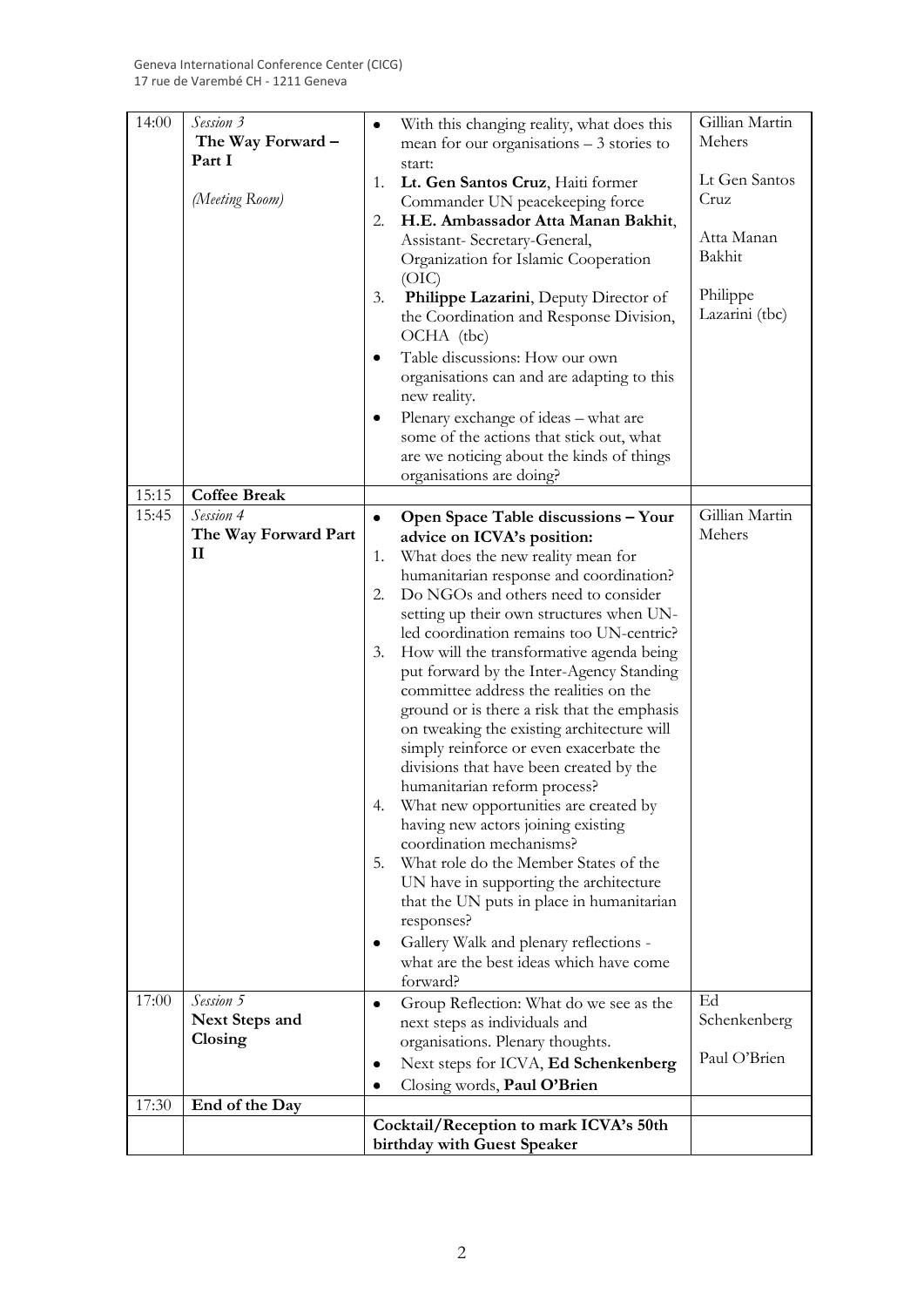Geneva International Conference Center (CICG)
17 rue de Varembé CH - 1211 Geneva

| | | | |
|---|---|---|---|
| 14:00 | *Session 3* **The Way Forward – Part I** *(Meeting Room)* | • With this changing reality, what does this mean for our organisations – 3 stories to start:<br>1. **Lt. Gen Santos Cruz**, Haiti former Commander UN peacekeeping force<br>2. **H.E. Ambassador Atta Manan Bakhit**, Assistant- Secretary-General, Organization for Islamic Cooperation (OIC)<br>3. **Philippe Lazarini**, Deputy Director of the Coordination and Response Division, OCHA (tbc)<br>• Table discussions: How our own organisations can and are adapting to this new reality.<br>• Plenary exchange of ideas – what are some of the actions that stick out, what are we noticing about the kinds of things organisations are doing? | Gillian Martin Mehers<br><br>Lt Gen Santos Cruz<br><br>Atta Manan Bakhit<br><br>Philippe Lazarini (tbc) |
| 15:15 | **Coffee Break** | | |
| 15:45 | *Session 4* **The Way Forward Part II** | • **Open Space Table discussions – Your advice on ICVA's position:**<br>1. What does the new reality mean for humanitarian response and coordination?<br>2. Do NGOs and others need to consider setting up their own structures when UN-led coordination remains too UN-centric?<br>3. How will the transformative agenda being put forward by the Inter-Agency Standing committee address the realities on the ground or is there a risk that the emphasis on tweaking the existing architecture will simply reinforce or even exacerbate the divisions that have been created by the humanitarian reform process?<br>4. What new opportunities are created by having new actors joining existing coordination mechanisms?<br>5. What role do the Member States of the UN have in supporting the architecture that the UN puts in place in humanitarian responses?<br>• Gallery Walk and plenary reflections - what are the best ideas which have come forward? | Gillian Martin Mehers |
| 17:00 | *Session 5* **Next Steps and Closing** | • Group Reflection: What do we see as the next steps as individuals and organisations. Plenary thoughts.<br>• Next steps for ICVA, **Ed Schenkenberg**<br>• Closing words, **Paul O'Brien** | Ed Schenkenberg<br><br>Paul O'Brien |
| 17:30 | **End of the Day** | | |
| | | **Cocktail/Reception to mark ICVA's 50th birthday with Guest Speaker** | |